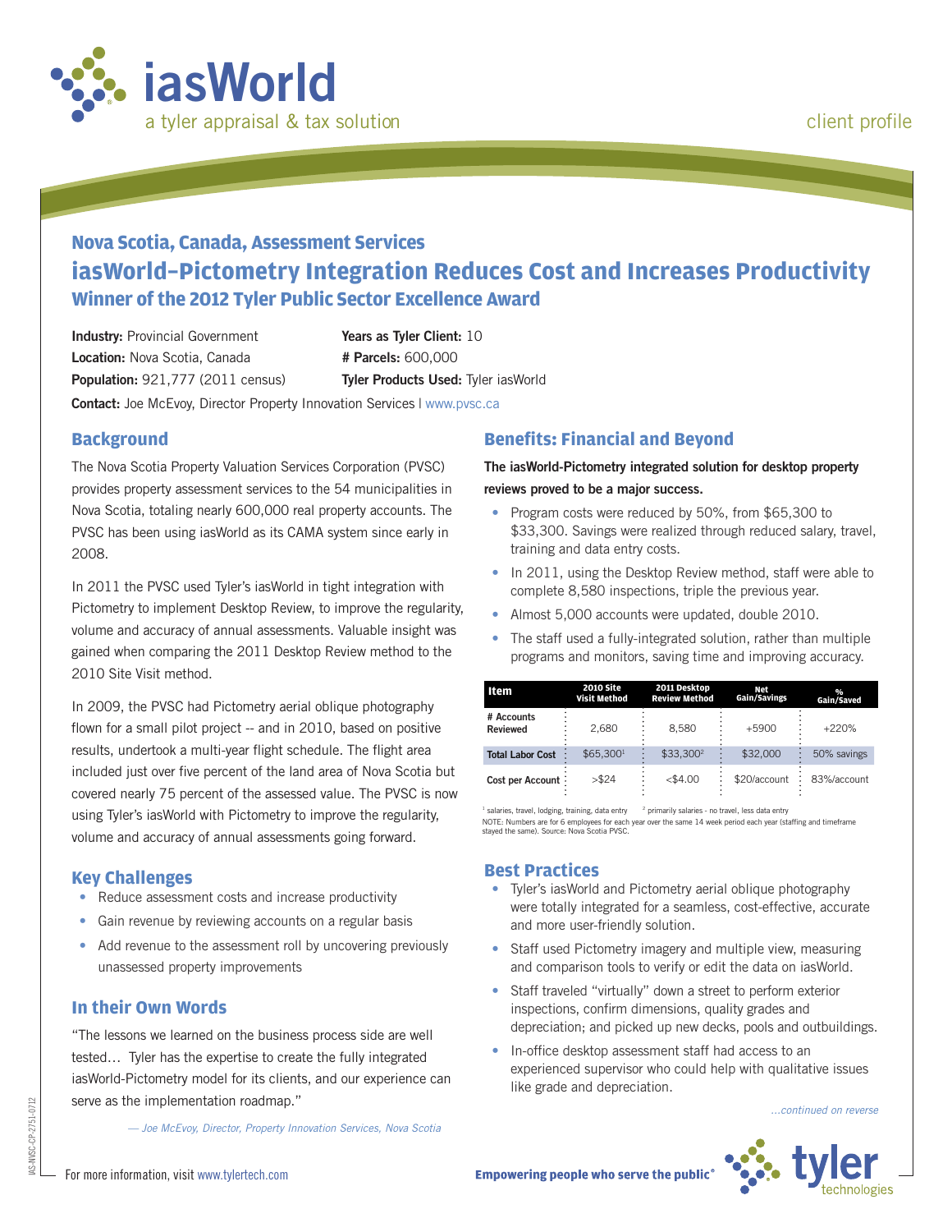iasWorld

a tyler appraisal & tax solution

client profile

## Nova Scotia, Canada, Assessment Services

# iasWorld–Pictometry Integration Reduces Cost and Increases Productivity

### Winner of the 2012 Tyler Public Sector Excellence Award

**Industry:** Provincial Government
**Location:** Nova Scotia, Canada
**Population:** 921,777 (2011 census)
**Years as Tyler Client:** 10
**# Parcels:** 600,000
**Tyler Products Used:** Tyler iasWorld
**Contact:** Joe McEvoy, Director Property Innovation Services | www.pvsc.ca

## Background

The Nova Scotia Property Valuation Services Corporation (PVSC) provides property assessment services to the 54 municipalities in Nova Scotia, totaling nearly 600,000 real property accounts. The PVSC has been using iasWorld as its CAMA system since early in 2008.

In 2011 the PVSC used Tyler's iasWorld in tight integration with Pictometry to implement Desktop Review, to improve the regularity, volume and accuracy of annual assessments. Valuable insight was gained when comparing the 2011 Desktop Review method to the 2010 Site Visit method.

In 2009, the PVSC had Pictometry aerial oblique photography flown for a small pilot project -- and in 2010, based on positive results, undertook a multi-year flight schedule. The flight area included just over five percent of the land area of Nova Scotia but covered nearly 75 percent of the assessed value. The PVSC is now using Tyler's iasWorld with Pictometry to improve the regularity, volume and accuracy of annual assessments going forward.

## Key Challenges

- Reduce assessment costs and increase productivity
- Gain revenue by reviewing accounts on a regular basis
- Add revenue to the assessment roll by uncovering previously unassessed property improvements

## In their Own Words

"The lessons we learned on the business process side are well tested… Tyler has the expertise to create the fully integrated iasWorld-Pictometry model for its clients, and our experience can serve as the implementation roadmap."

*— Joe McEvoy, Director, Property Innovation Services, Nova Scotia*

## Benefits: Financial and Beyond

**The iasWorld-Pictometry integrated solution for desktop property reviews proved to be a major success.**

- Program costs were reduced by 50%, from $65,300 to $33,300. Savings were realized through reduced salary, travel, training and data entry costs.
- In 2011, using the Desktop Review method, staff were able to complete 8,580 inspections, triple the previous year.
- Almost 5,000 accounts were updated, double 2010.
- The staff used a fully-integrated solution, rather than multiple programs and monitors, saving time and improving accuracy.

| Item | 2010 Site Visit Method | 2011 Desktop Review Method | Net Gain/Savings | % Gain/Saved |
|---|---|---|---|---|
| # Accounts Reviewed | 2,680 | 8,580 | +5900 | +220% |
| Total Labor Cost | $65,300[1] | $33,300[2] | $32,000 | 50% savings |
| Cost per Account | >$24 | <$4.00 | $20/account | 83%/account |

[1] salaries, travel, lodging, training, data entry [2] primarily salaries - no travel, less data entry
NOTE: Numbers are for 6 employees for each year over the same 14 week period each year (staffing and timeframe stayed the same). Source: Nova Scotia PVSC.

## Best Practices

- Tyler's iasWorld and Pictometry aerial oblique photography were totally integrated for a seamless, cost-effective, accurate and more user-friendly solution.
- Staff used Pictometry imagery and multiple view, measuring and comparison tools to verify or edit the data on iasWorld.
- Staff traveled "virtually" down a street to perform exterior inspections, confirm dimensions, quality grades and depreciation; and picked up new decks, pools and outbuildings.
- In-office desktop assessment staff had access to an experienced supervisor who could help with qualitative issues like grade and depreciation.

*...continued on reverse*

For more information, visit www.tylertech.com

**Empowering people who serve the public®**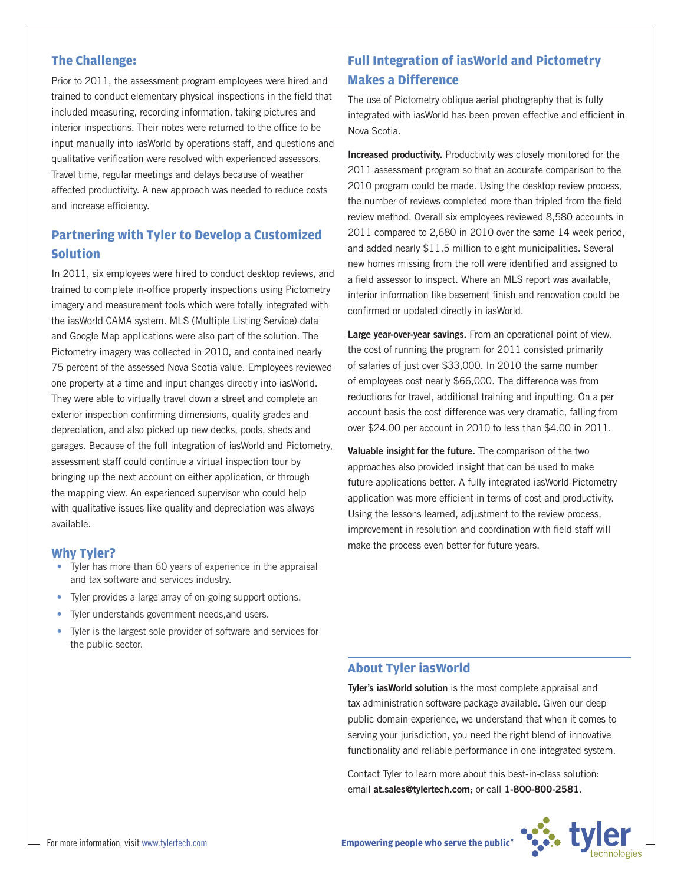## The Challenge:

Prior to 2011, the assessment program employees were hired and trained to conduct elementary physical inspections in the field that included measuring, recording information, taking pictures and interior inspections. Their notes were returned to the office to be input manually into iasWorld by operations staff, and questions and qualitative verification were resolved with experienced assessors. Travel time, regular meetings and delays because of weather affected productivity. A new approach was needed to reduce costs and increase efficiency.

## Partnering with Tyler to Develop a Customized Solution

In 2011, six employees were hired to conduct desktop reviews, and trained to complete in-office property inspections using Pictometry imagery and measurement tools which were totally integrated with the iasWorld CAMA system. MLS (Multiple Listing Service) data and Google Map applications were also part of the solution. The Pictometry imagery was collected in 2010, and contained nearly 75 percent of the assessed Nova Scotia value. Employees reviewed one property at a time and input changes directly into iasWorld. They were able to virtually travel down a street and complete an exterior inspection confirming dimensions, quality grades and depreciation, and also picked up new decks, pools, sheds and garages. Because of the full integration of iasWorld and Pictometry, assessment staff could continue a virtual inspection tour by bringing up the next account on either application, or through the mapping view. An experienced supervisor who could help with qualitative issues like quality and depreciation was always available.

## Why Tyler?

- Tyler has more than 60 years of experience in the appraisal and tax software and services industry.
- Tyler provides a large array of on-going support options.
- Tyler understands government needs,and users.
- Tyler is the largest sole provider of software and services for the public sector.

## Full Integration of iasWorld and Pictometry Makes a Difference

The use of Pictometry oblique aerial photography that is fully integrated with iasWorld has been proven effective and efficient in Nova Scotia.

**Increased productivity.** Productivity was closely monitored for the 2011 assessment program so that an accurate comparison to the 2010 program could be made. Using the desktop review process, the number of reviews completed more than tripled from the field review method. Overall six employees reviewed 8,580 accounts in 2011 compared to 2,680 in 2010 over the same 14 week period, and added nearly $11.5 million to eight municipalities. Several new homes missing from the roll were identified and assigned to a field assessor to inspect. Where an MLS report was available, interior information like basement finish and renovation could be confirmed or updated directly in iasWorld.

**Large year-over-year savings.** From an operational point of view, the cost of running the program for 2011 consisted primarily of salaries of just over $33,000. In 2010 the same number of employees cost nearly $66,000. The difference was from reductions for travel, additional training and inputting. On a per account basis the cost difference was very dramatic, falling from over $24.00 per account in 2010 to less than $4.00 in 2011.

**Valuable insight for the future.** The comparison of the two approaches also provided insight that can be used to make future applications better. A fully integrated iasWorld-Pictometry application was more efficient in terms of cost and productivity. Using the lessons learned, adjustment to the review process, improvement in resolution and coordination with field staff will make the process even better for future years.

## About Tyler iasWorld

**Tyler's iasWorld solution** is the most complete appraisal and tax administration software package available. Given our deep public domain experience, we understand that when it comes to serving your jurisdiction, you need the right blend of innovative functionality and reliable performance in one integrated system.

Contact Tyler to learn more about this best-in-class solution: email **at.sales@tylertech.com**; or call **1-800-800-2581**.

For more information, visit www.tylertech.com

**Empowering people who serve the public®**

tyler technologies